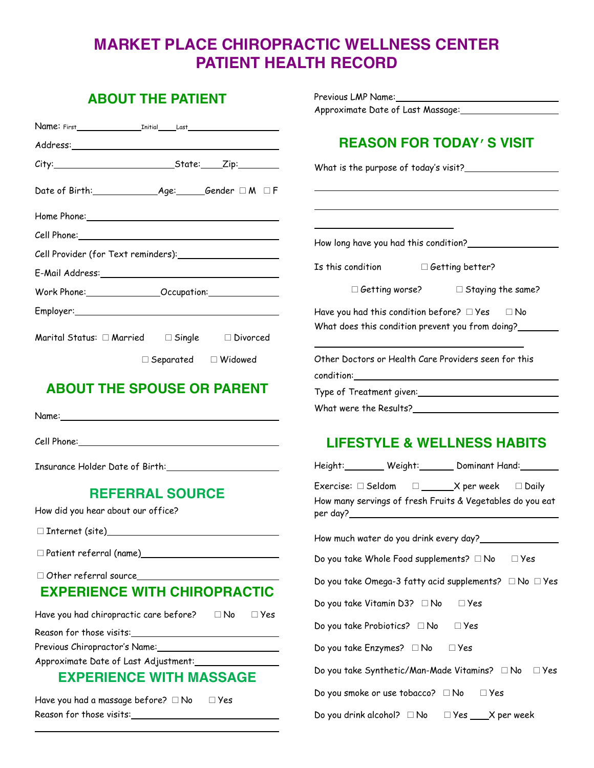# MARKET PLACE CHIROPRACTIC WELLNESS CENTER
# PATIENT HEALTH RECORD

## ABOUT THE PATIENT

Name: First\_\_\_\_\_\_\_\_\_\_ Initial\_\_\_\_ Last\_\_\_\_\_\_\_\_\_\_

Address:\_\_\_\_\_\_\_\_\_\_\_\_\_\_\_\_\_\_\_\_

City:\_\_\_\_\_\_\_\_\_\_\_\_ State:\_\_\_\_ Zip:\_\_\_\_\_\_

Date of Birth:\_\_\_\_\_\_\_\_ Age:\_\_\_\_ Gender ☐ M ☐ F

Home Phone:\_\_\_\_\_\_\_\_\_\_\_\_\_\_\_\_\_\_\_\_

Cell Phone:\_\_\_\_\_\_\_\_\_\_\_\_\_\_\_\_\_\_\_\_

Cell Provider (for Text reminders):\_\_\_\_\_\_\_\_\_\_

E-Mail Address:\_\_\_\_\_\_\_\_\_\_\_\_\_\_\_\_\_\_\_\_

Work Phone:\_\_\_\_\_\_\_\_\_\_ Occupation:\_\_\_\_\_\_\_\_\_\_

Employer:\_\_\_\_\_\_\_\_\_\_\_\_\_\_\_\_\_\_\_\_

Marital Status: ☐ Married ☐ Single ☐ Divorced ☐ Separated ☐ Widowed

## ABOUT THE SPOUSE OR PARENT

Name:\_\_\_\_\_\_\_\_\_\_\_\_\_\_\_\_\_\_\_\_

Cell Phone:\_\_\_\_\_\_\_\_\_\_\_\_\_\_\_\_\_\_\_\_

Insurance Holder Date of Birth:\_\_\_\_\_\_\_\_\_\_

## REFERRAL SOURCE

How did you hear about our office?

☐ Internet (site)\_\_\_\_\_\_\_\_\_\_

☐ Patient referral (name)\_\_\_\_\_\_\_\_\_\_

☐ Other referral source\_\_\_\_\_\_\_\_\_\_

## EXPERIENCE WITH CHIROPRACTIC

Have you had chiropractic care before? ☐ No ☐ Yes

Reason for those visits:\_\_\_\_\_\_\_\_\_\_

Previous Chiropractor's Name:\_\_\_\_\_\_\_\_\_\_

Approximate Date of Last Adjustment:\_\_\_\_\_\_\_\_\_\_

## EXPERIENCE WITH MASSAGE

Have you had a massage before? ☐ No ☐ Yes

Reason for those visits:\_\_\_\_\_\_\_\_\_\_

\_\_\_\_\_\_\_\_\_\_\_\_\_\_\_\_\_\_\_\_

Previous LMP Name:\_\_\_\_\_\_\_\_\_\_

Approximate Date of Last Massage:\_\_\_\_\_\_\_\_\_\_

## REASON FOR TODAY'S VISIT

What is the purpose of today's visit?\_\_\_\_\_\_\_\_\_\_

\_\_\_\_\_\_\_\_\_\_\_\_\_\_\_\_\_\_\_\_

\_\_\_\_\_\_\_\_\_\_\_\_\_\_\_\_\_\_\_\_

\_\_\_\_\_\_\_\_\_\_

How long have you had this condition?\_\_\_\_\_\_\_\_\_\_

Is this condition ☐ Getting better? ☐ Getting worse? ☐ Staying the same?

Have you had this condition before? ☐ Yes ☐ No

What does this condition prevent you from doing?\_\_\_\_\_\_\_\_\_\_

\_\_\_\_\_\_\_\_\_\_\_\_\_\_\_\_\_\_\_\_

Other Doctors or Health Care Providers seen for this condition:\_\_\_\_\_\_\_\_\_\_

Type of Treatment given:\_\_\_\_\_\_\_\_\_\_

What were the Results?\_\_\_\_\_\_\_\_\_\_

## LIFESTYLE & WELLNESS HABITS

Height:\_\_\_\_\_ Weight:\_\_\_\_\_ Dominant Hand:\_\_\_\_\_

Exercise: ☐ Seldom ☐ \_\_\_\_\_X per week ☐ Daily

How many servings of fresh Fruits & Vegetables do you eat per day?\_\_\_\_\_\_\_\_\_\_

How much water do you drink every day?\_\_\_\_\_\_\_\_\_\_

Do you take Whole Food supplements? ☐ No ☐ Yes

Do you take Omega-3 fatty acid supplements? ☐ No ☐ Yes

Do you take Vitamin D3? ☐ No ☐ Yes

Do you take Probiotics? ☐ No ☐ Yes

Do you take Enzymes? ☐ No ☐ Yes

Do you take Synthetic/Man-Made Vitamins? ☐ No ☐ Yes

Do you smoke or use tobacco? ☐ No ☐ Yes

Do you drink alcohol? ☐ No ☐ Yes \_\_\_\_X per week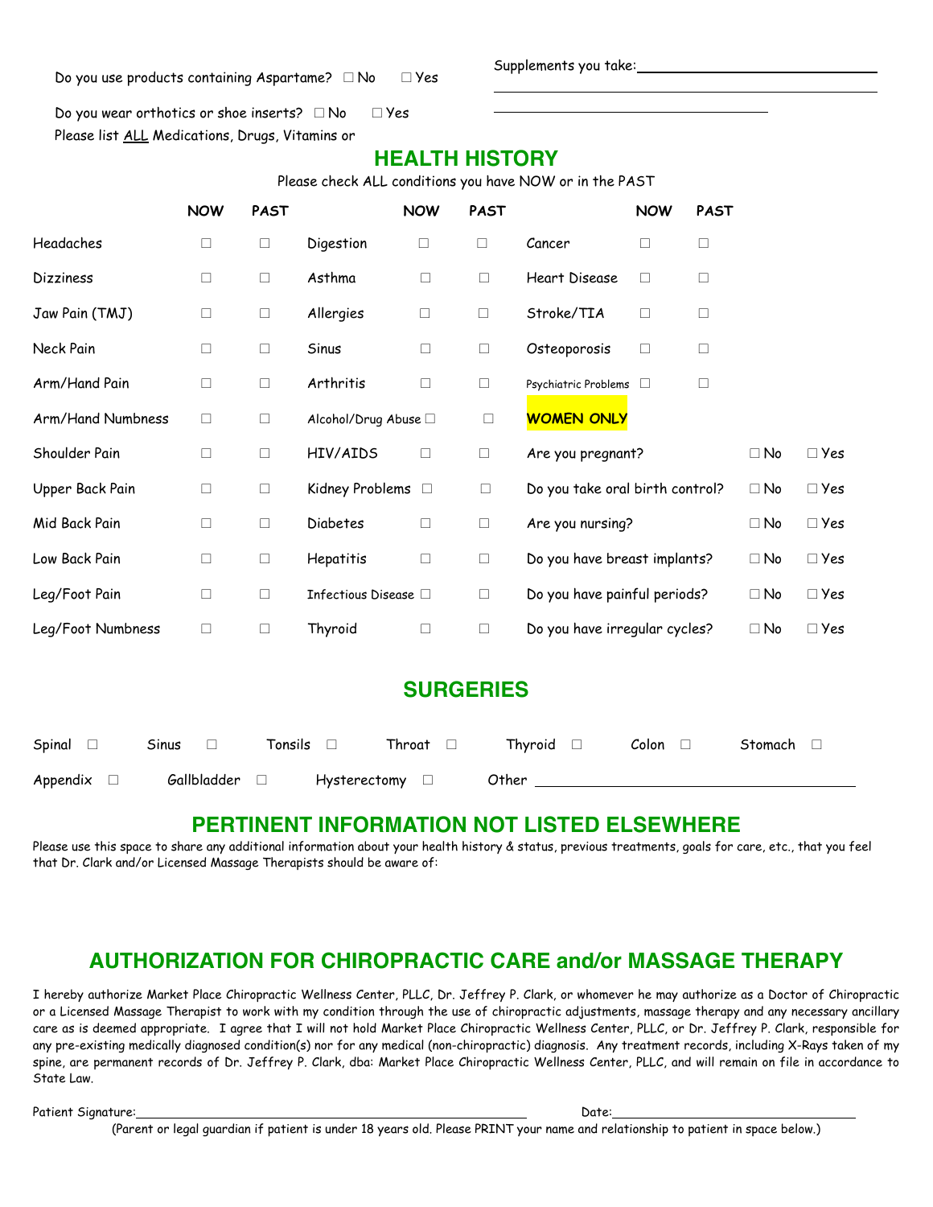Do you use products containing Aspartame? ☐ No ☐ Yes

Supplements you take: ______________________________

Do you wear orthotics or shoe inserts? ☐ No ☐ Yes

Please list ALL Medications, Drugs, Vitamins or

## HEALTH HISTORY

Please check ALL conditions you have NOW or in the PAST

| | NOW | PAST | | NOW | PAST | | NOW | PAST | | |
|---|---|---|---|---|---|---|---|---|---|---|
| Headaches | ☐ | ☐ | Digestion | ☐ | ☐ | Cancer | ☐ | ☐ | | |
| Dizziness | ☐ | ☐ | Asthma | ☐ | ☐ | Heart Disease | ☐ | ☐ | | |
| Jaw Pain (TMJ) | ☐ | ☐ | Allergies | ☐ | ☐ | Stroke/TIA | ☐ | ☐ | | |
| Neck Pain | ☐ | ☐ | Sinus | ☐ | ☐ | Osteoporosis | ☐ | ☐ | | |
| Arm/Hand Pain | ☐ | ☐ | Arthritis | ☐ | ☐ | Psychiatric Problems | ☐ | ☐ | | |
| Arm/Hand Numbness | ☐ | ☐ | Alcohol/Drug Abuse | ☐ | ☐ | **WOMEN ONLY** | | | | |
| Shoulder Pain | ☐ | ☐ | HIV/AIDS | ☐ | ☐ | Are you pregnant? | | | ☐ No | ☐ Yes |
| Upper Back Pain | ☐ | ☐ | Kidney Problems | ☐ | ☐ | Do you take oral birth control? | | | ☐ No | ☐ Yes |
| Mid Back Pain | ☐ | ☐ | Diabetes | ☐ | ☐ | Are you nursing? | | | ☐ No | ☐ Yes |
| Low Back Pain | ☐ | ☐ | Hepatitis | ☐ | ☐ | Do you have breast implants? | | | ☐ No | ☐ Yes |
| Leg/Foot Pain | ☐ | ☐ | Infectious Disease | ☐ | ☐ | Do you have painful periods? | | | ☐ No | ☐ Yes |
| Leg/Foot Numbness | ☐ | ☐ | Thyroid | ☐ | ☐ | Do you have irregular cycles? | | | ☐ No | ☐ Yes |

## SURGERIES

Spinal ☐ Sinus ☐ Tonsils ☐ Throat ☐ Thyroid ☐ Colon ☐ Stomach ☐

Appendix ☐ Gallbladder ☐ Hysterectomy ☐ Other ______________________________

## PERTINENT INFORMATION NOT LISTED ELSEWHERE

Please use this space to share any additional information about your health history & status, previous treatments, goals for care, etc., that you feel that Dr. Clark and/or Licensed Massage Therapists should be aware of:

## AUTHORIZATION FOR CHIROPRACTIC CARE and/or MASSAGE THERAPY

I hereby authorize Market Place Chiropractic Wellness Center, PLLC, Dr. Jeffrey P. Clark, or whomever he may authorize as a Doctor of Chiropractic or a Licensed Massage Therapist to work with my condition through the use of chiropractic adjustments, massage therapy and any necessary ancillary care as is deemed appropriate. I agree that I will not hold Market Place Chiropractic Wellness Center, PLLC, or Dr. Jeffrey P. Clark, responsible for any pre-existing medically diagnosed condition(s) nor for any medical (non-chiropractic) diagnosis. Any treatment records, including X-Rays taken of my spine, are permanent records of Dr. Jeffrey P. Clark, dba: Market Place Chiropractic Wellness Center, PLLC, and will remain on file in accordance to State Law.

Patient Signature: ______________________________ Date: ______________________________

(Parent or legal guardian if patient is under 18 years old. Please PRINT your name and relationship to patient in space below.)